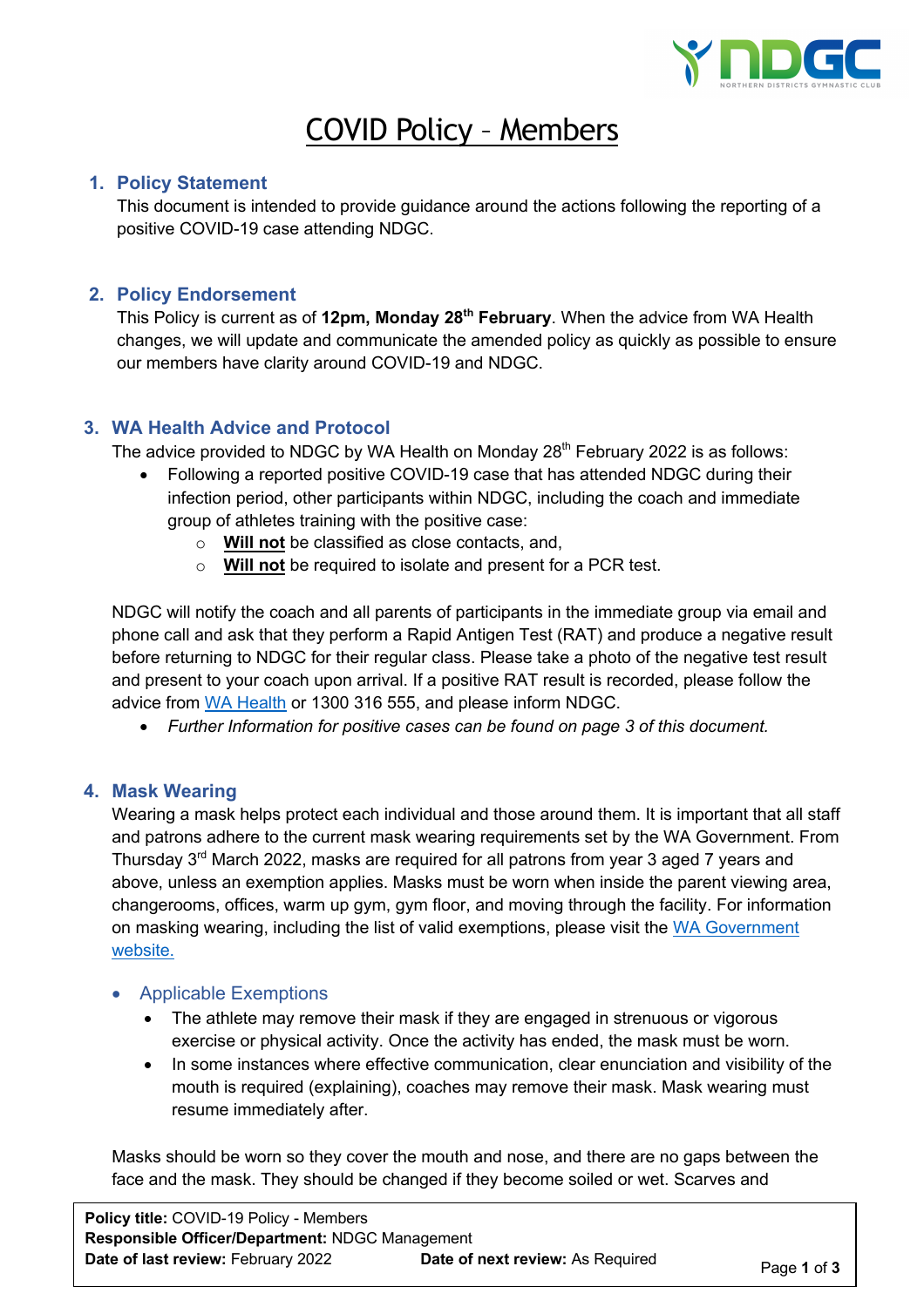# COVID Policy – Members

## 1. Policy Statement

This document is intended to provide guidance around the actions following the reporting of a positive COVID-19 case attending NDGC.

## 2. Policy Endorsement

This Policy is current as of **12pm, Monday 28th February**. When the advice from WA Health changes, we will update and communicate the amended policy as quickly as possible to ensure our members have clarity around COVID-19 and NDGC.

## 3. WA Health Advice and Protocol

The advice provided to NDGC by WA Health on Monday 28th February 2022 is as follows:

- Following a reported positive COVID-19 case that has attended NDGC during their infection period, other participants within NDGC, including the coach and immediate group of athletes training with the positive case:
  - **Will not** be classified as close contacts, and,
  - **Will not** be required to isolate and present for a PCR test.

NDGC will notify the coach and all parents of participants in the immediate group via email and phone call and ask that they perform a Rapid Antigen Test (RAT) and produce a negative result before returning to NDGC for their regular class. Please take a photo of the negative test result and present to your coach upon arrival. If a positive RAT result is recorded, please follow the advice from WA Health or 1300 316 555, and please inform NDGC.

- *Further Information for positive cases can be found on page 3 of this document.*

## 4. Mask Wearing

Wearing a mask helps protect each individual and those around them. It is important that all staff and patrons adhere to the current mask wearing requirements set by the WA Government. From Thursday 3rd March 2022, masks are required for all patrons from year 3 aged 7 years and above, unless an exemption applies. Masks must be worn when inside the parent viewing area, changerooms, offices, warm up gym, gym floor, and moving through the facility. For information on masking wearing, including the list of valid exemptions, please visit the WA Government website.

- ### Applicable Exemptions
  - The athlete may remove their mask if they are engaged in strenuous or vigorous exercise or physical activity. Once the activity has ended, the mask must be worn.
  - In some instances where effective communication, clear enunciation and visibility of the mouth is required (explaining), coaches may remove their mask. Mask wearing must resume immediately after.

Masks should be worn so they cover the mouth and nose, and there are no gaps between the face and the mask. They should be changed if they become soiled or wet. Scarves and

**Policy title:** COVID-19 Policy - Members
**Responsible Officer/Department:** NDGC Management
**Date of last review:** February 2022 **Date of next review:** As Required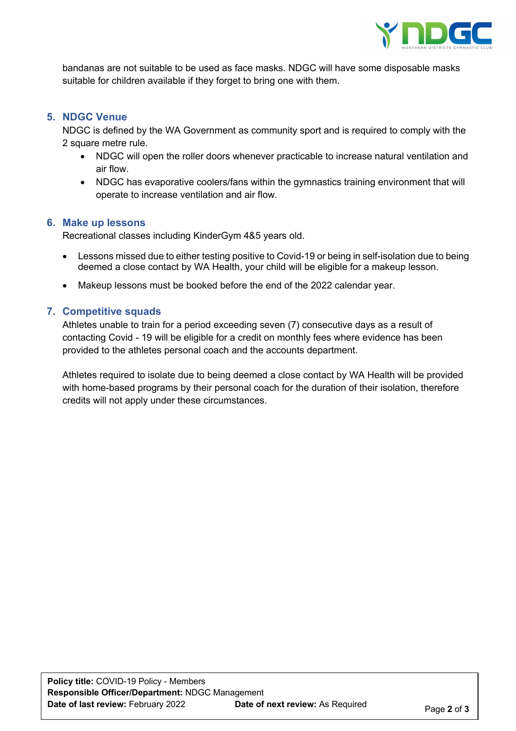bandanas are not suitable to be used as face masks. NDGC will have some disposable masks suitable for children available if they forget to bring one with them.

## 5. NDGC Venue

NDGC is defined by the WA Government as community sport and is required to comply with the 2 square metre rule.

- NDGC will open the roller doors whenever practicable to increase natural ventilation and air flow.
- NDGC has evaporative coolers/fans within the gymnastics training environment that will operate to increase ventilation and air flow.

## 6. Make up lessons

Recreational classes including KinderGym 4&5 years old.

- Lessons missed due to either testing positive to Covid-19 or being in self-isolation due to being deemed a close contact by WA Health, your child will be eligible for a makeup lesson.
- Makeup lessons must be booked before the end of the 2022 calendar year.

## 7. Competitive squads

Athletes unable to train for a period exceeding seven (7) consecutive days as a result of contacting Covid - 19 will be eligible for a credit on monthly fees where evidence has been provided to the athletes personal coach and the accounts department.

Athletes required to isolate due to being deemed a close contact by WA Health will be provided with home-based programs by their personal coach for the duration of their isolation, therefore credits will not apply under these circumstances.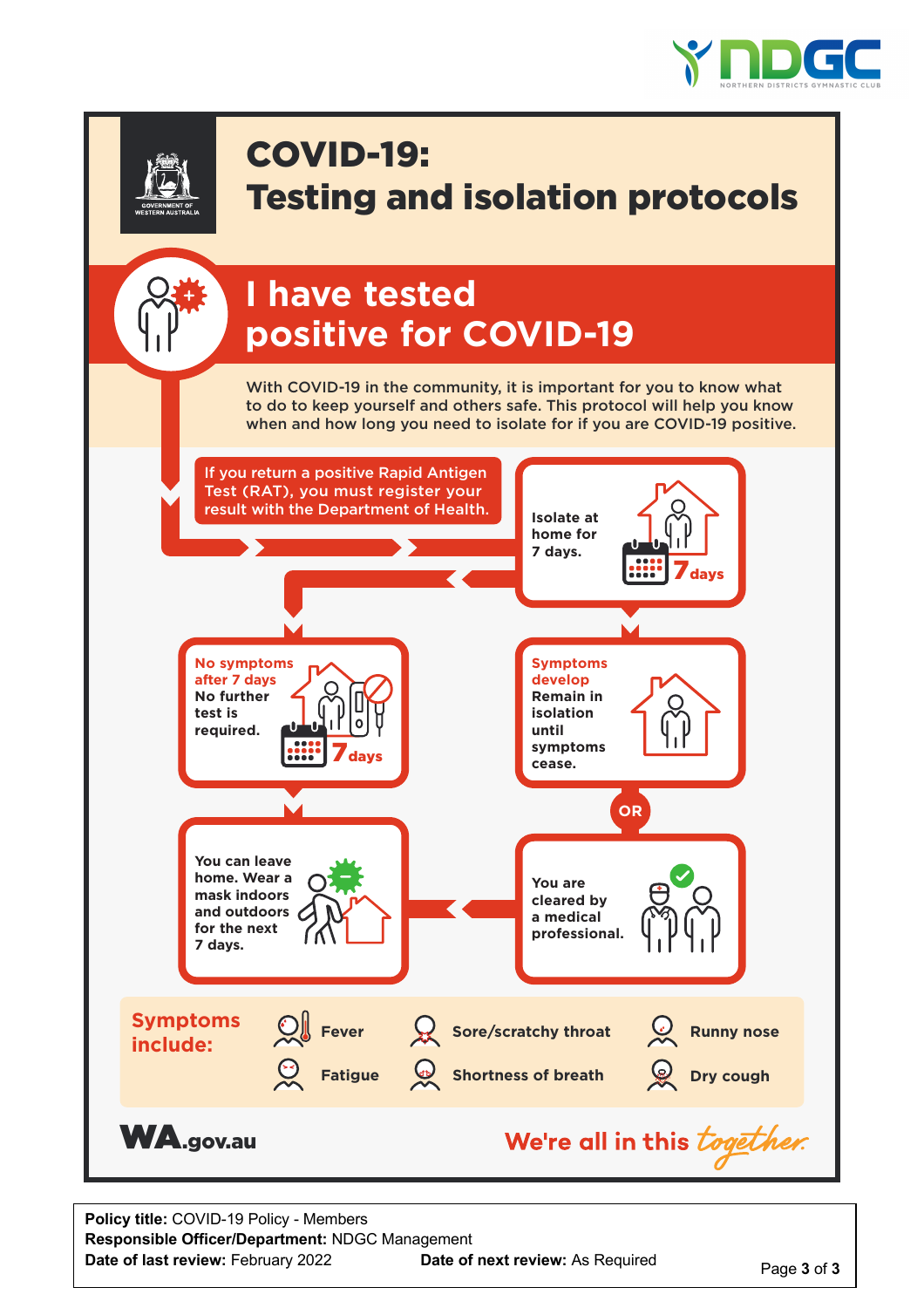# COVID-19: Testing and isolation protocols

## I have tested positive for COVID-19

With COVID-19 in the community, it is important for you to know what to do to keep yourself and others safe. This protocol will help you know when and how long you need to isolate for if you are COVID-19 positive.

If you return a positive Rapid Antigen Test (RAT), you must register your result with the Department of Health.

Isolate at home for 7 days.

7 days

**No symptoms after 7 days**
No further test is required.

7 days

**Symptoms develop**
Remain in isolation until symptoms cease.

OR

You are cleared by a medical professional.

You can leave home. Wear a mask indoors and outdoors for the next 7 days.

**Symptoms include:**

- Fever
- Sore/scratchy throat
- Runny nose
- Fatigue
- Shortness of breath
- Dry cough

WA.gov.au

We're all in this together.

**Policy title:** COVID-19 Policy - Members
**Responsible Officer/Department:** NDGC Management
**Date of last review:** February 2022 **Date of next review:** As Required